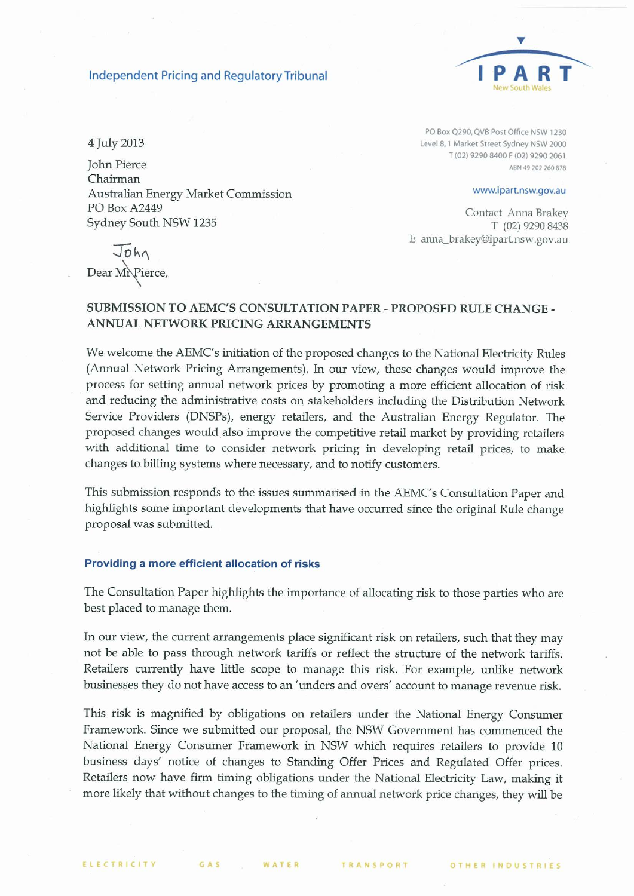Independent Pricing and Regulatory Tribunal

IPART
New South Wales

4 July 2013

PO Box Q290, QVB Post Office NSW 1230
Level 8, 1 Market Street Sydney NSW 2000
T (02) 9290 8400 F (02) 9290 2061
ABN 49 202 260 878

www.ipart.nsw.gov.au

Contact Anna Brakey
T (02) 9290 8438
E anna_brakey@ipart.nsw.gov.au

John Pierce
Chairman
Australian Energy Market Commission
PO Box A2449
Sydney South NSW 1235

Dear ~~Mr Pierce~~ John,

## SUBMISSION TO AEMC'S CONSULTATION PAPER - PROPOSED RULE CHANGE - ANNUAL NETWORK PRICING ARRANGEMENTS

We welcome the AEMC's initiation of the proposed changes to the National Electricity Rules (Annual Network Pricing Arrangements). In our view, these changes would improve the process for setting annual network prices by promoting a more efficient allocation of risk and reducing the administrative costs on stakeholders including the Distribution Network Service Providers (DNSPs), energy retailers, and the Australian Energy Regulator. The proposed changes would also improve the competitive retail market by providing retailers with additional time to consider network pricing in developing retail prices, to make changes to billing systems where necessary, and to notify customers.

This submission responds to the issues summarised in the AEMC's Consultation Paper and highlights some important developments that have occurred since the original Rule change proposal was submitted.

### Providing a more efficient allocation of risks

The Consultation Paper highlights the importance of allocating risk to those parties who are best placed to manage them.

In our view, the current arrangements place significant risk on retailers, such that they may not be able to pass through network tariffs or reflect the structure of the network tariffs. Retailers currently have little scope to manage this risk. For example, unlike network businesses they do not have access to an 'unders and overs' account to manage revenue risk.

This risk is magnified by obligations on retailers under the National Energy Consumer Framework. Since we submitted our proposal, the NSW Government has commenced the National Energy Consumer Framework in NSW which requires retailers to provide 10 business days' notice of changes to Standing Offer Prices and Regulated Offer prices. Retailers now have firm timing obligations under the National Electricity Law, making it more likely that without changes to the timing of annual network price changes, they will be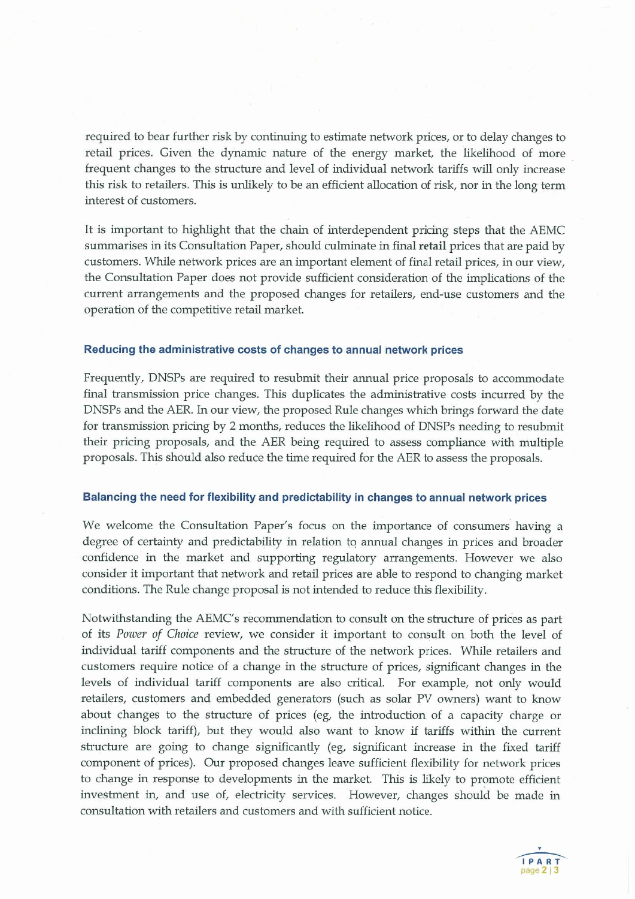required to bear further risk by continuing to estimate network prices, or to delay changes to retail prices. Given the dynamic nature of the energy market, the likelihood of more frequent changes to the structure and level of individual network tariffs will only increase this risk to retailers. This is unlikely to be an efficient allocation of risk, nor in the long term interest of customers.

It is important to highlight that the chain of interdependent pricing steps that the AEMC summarises in its Consultation Paper, should culminate in final **retail** prices that are paid by customers. While network prices are an important element of final retail prices, in our view, the Consultation Paper does not provide sufficient consideration of the implications of the current arrangements and the proposed changes for retailers, end-use customers and the operation of the competitive retail market.

### Reducing the administrative costs of changes to annual network prices

Frequently, DNSPs are required to resubmit their annual price proposals to accommodate final transmission price changes. This duplicates the administrative costs incurred by the DNSPs and the AER. In our view, the proposed Rule changes which brings forward the date for transmission pricing by 2 months, reduces the likelihood of DNSPs needing to resubmit their pricing proposals, and the AER being required to assess compliance with multiple proposals. This should also reduce the time required for the AER to assess the proposals.

### Balancing the need for flexibility and predictability in changes to annual network prices

We welcome the Consultation Paper's focus on the importance of consumers having a degree of certainty and predictability in relation to annual changes in prices and broader confidence in the market and supporting regulatory arrangements. However we also consider it important that network and retail prices are able to respond to changing market conditions. The Rule change proposal is not intended to reduce this flexibility.

Notwithstanding the AEMC's recommendation to consult on the structure of prices as part of its *Power of Choice* review, we consider it important to consult on both the level of individual tariff components and the structure of the network prices. While retailers and customers require notice of a change in the structure of prices, significant changes in the levels of individual tariff components are also critical. For example, not only would retailers, customers and embedded generators (such as solar PV owners) want to know about changes to the structure of prices (eg, the introduction of a capacity charge or inclining block tariff), but they would also want to know if tariffs within the current structure are going to change significantly (eg, significant increase in the fixed tariff component of prices). Our proposed changes leave sufficient flexibility for network prices to change in response to developments in the market. This is likely to promote efficient investment in, and use of, electricity services. However, changes should be made in consultation with retailers and customers and with sufficient notice.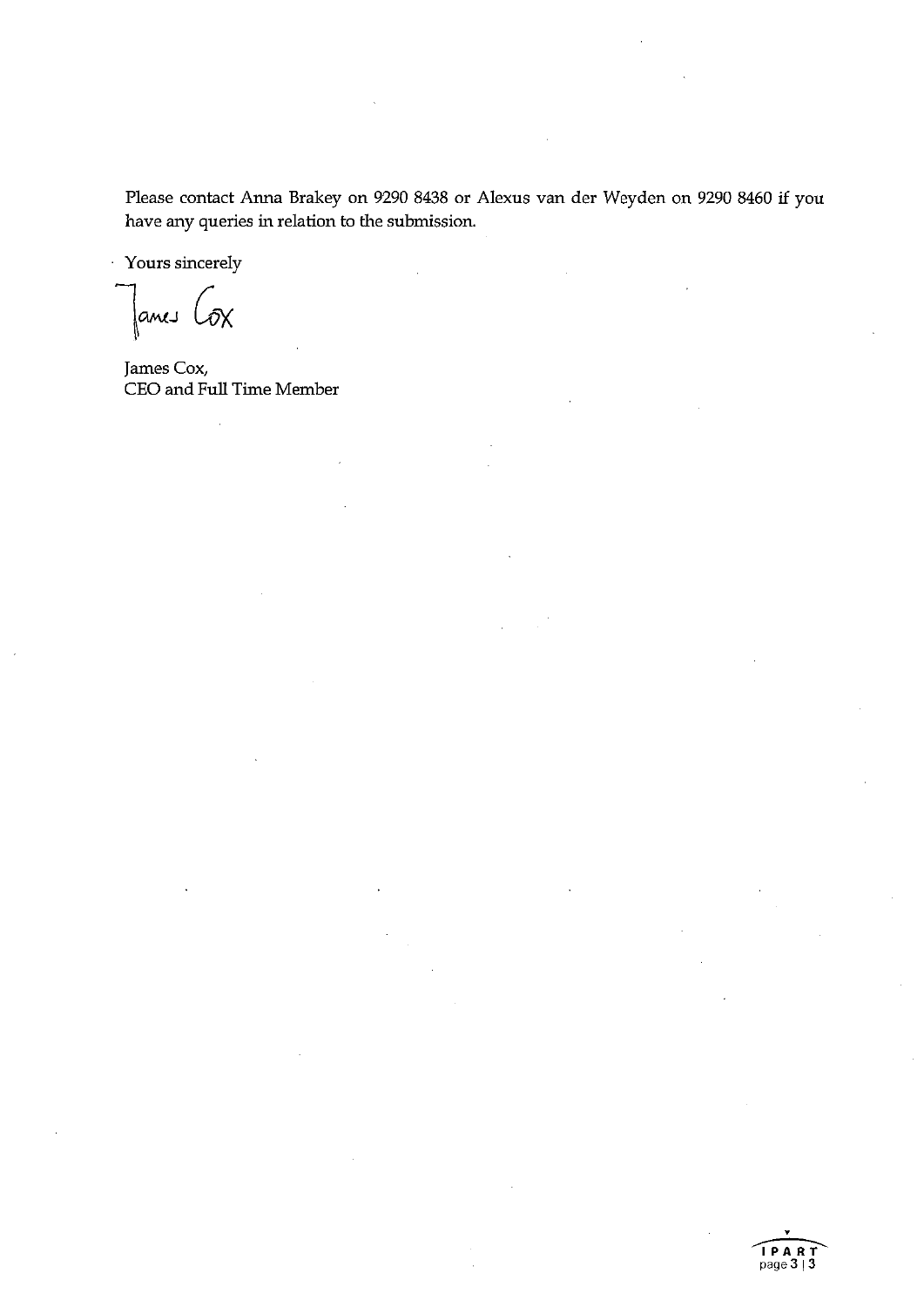Please contact Anna Brakey on 9290 8438 or Alexus van der Weyden on 9290 8460 if you have any queries in relation to the submission.

Yours sincerely

James Cox

James Cox,
CEO and Full Time Member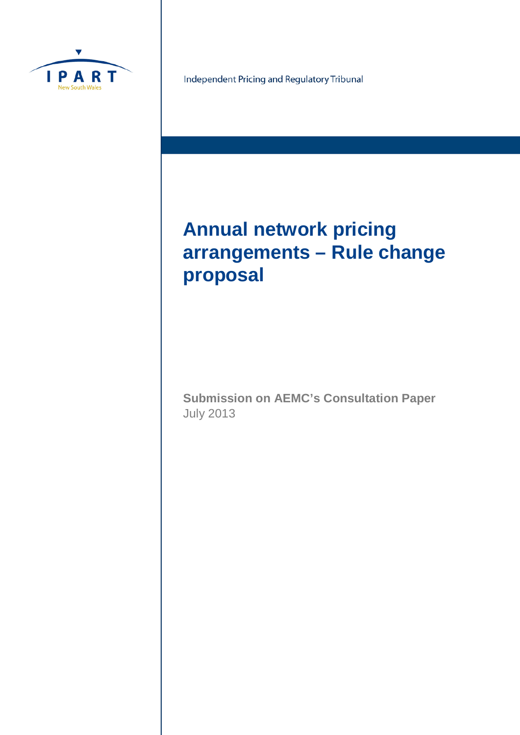IPART

New South Wales

Independent Pricing and Regulatory Tribunal

# Annual network pricing arrangements – Rule change proposal

**Submission on AEMC's Consultation Paper**

July 2013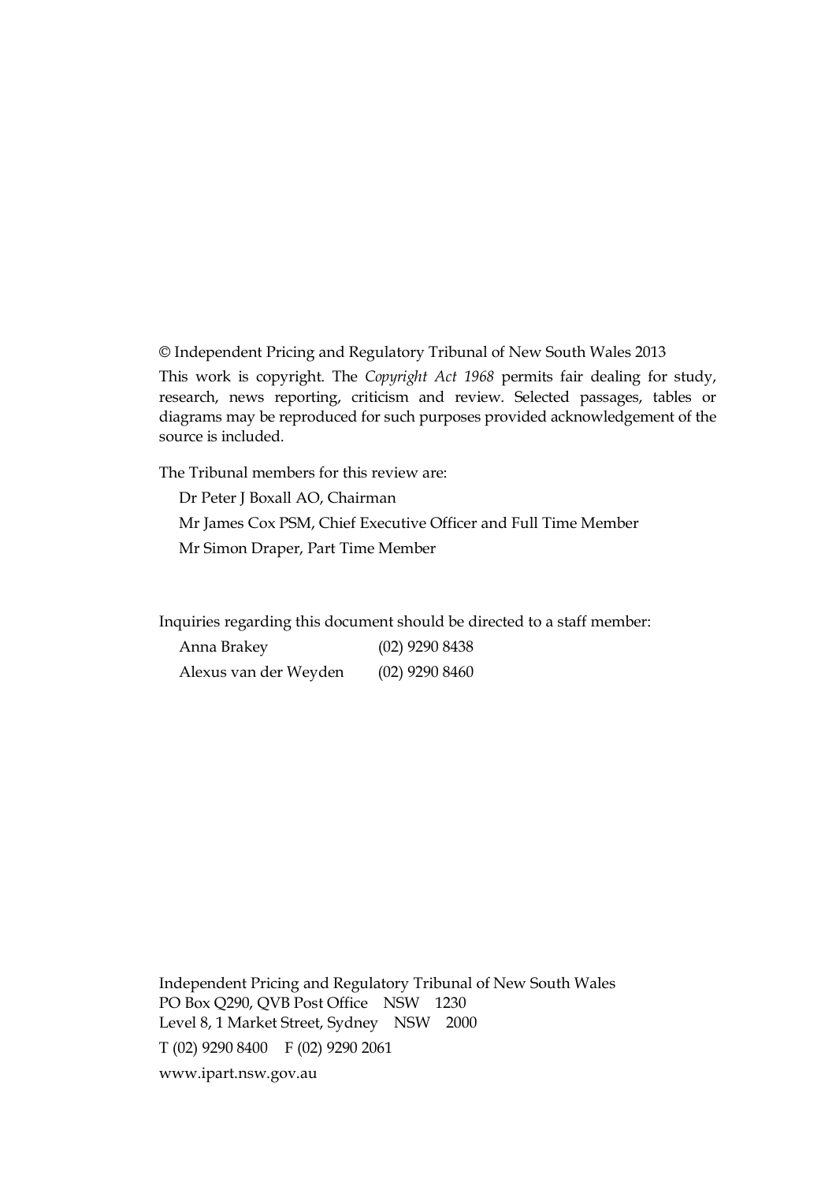© Independent Pricing and Regulatory Tribunal of New South Wales 2013

This work is copyright. The *Copyright Act 1968* permits fair dealing for study, research, news reporting, criticism and review. Selected passages, tables or diagrams may be reproduced for such purposes provided acknowledgement of the source is included.

The Tribunal members for this review are:

Dr Peter J Boxall AO, Chairman

Mr James Cox PSM, Chief Executive Officer and Full Time Member

Mr Simon Draper, Part Time Member

Inquiries regarding this document should be directed to a staff member:

| | |
|---|---|
| Anna Brakey | (02) 9290 8438 |
| Alexus van der Weyden | (02) 9290 8460 |

Independent Pricing and Regulatory Tribunal of New South Wales
PO Box Q290, QVB Post Office NSW 1230
Level 8, 1 Market Street, Sydney NSW 2000

T (02) 9290 8400 F (02) 9290 2061

www.ipart.nsw.gov.au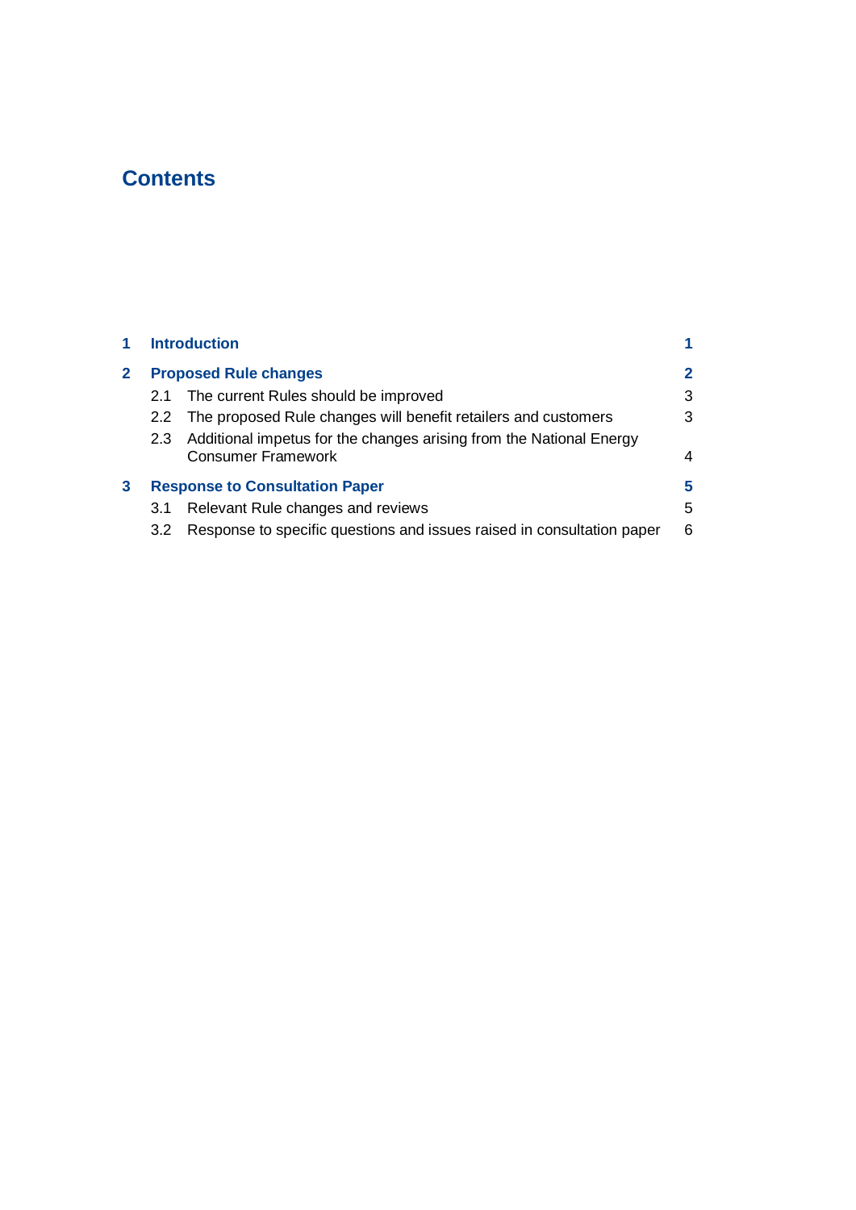# Contents

| | | |
|---|---|---|
| **1** | **Introduction** | **1** |
| **2** | **Proposed Rule changes** | **2** |
| 2.1 | The current Rules should be improved | 3 |
| 2.2 | The proposed Rule changes will benefit retailers and customers | 3 |
| 2.3 | Additional impetus for the changes arising from the National Energy Consumer Framework | 4 |
| **3** | **Response to Consultation Paper** | **5** |
| 3.1 | Relevant Rule changes and reviews | 5 |
| 3.2 | Response to specific questions and issues raised in consultation paper | 6 |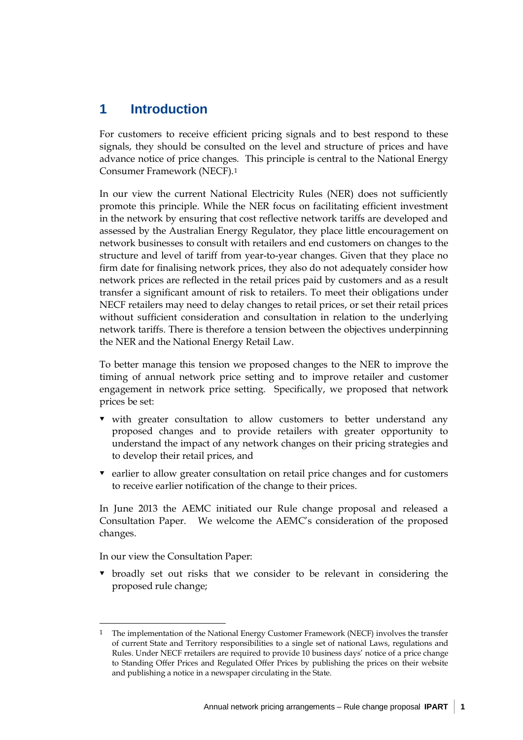# 1 Introduction

For customers to receive efficient pricing signals and to best respond to these signals, they should be consulted on the level and structure of prices and have advance notice of price changes. This principle is central to the National Energy Consumer Framework (NECF).[1]

In our view the current National Electricity Rules (NER) does not sufficiently promote this principle. While the NER focus on facilitating efficient investment in the network by ensuring that cost reflective network tariffs are developed and assessed by the Australian Energy Regulator, they place little encouragement on network businesses to consult with retailers and end customers on changes to the structure and level of tariff from year-to-year changes. Given that they place no firm date for finalising network prices, they also do not adequately consider how network prices are reflected in the retail prices paid by customers and as a result transfer a significant amount of risk to retailers. To meet their obligations under NECF retailers may need to delay changes to retail prices, or set their retail prices without sufficient consideration and consultation in relation to the underlying network tariffs. There is therefore a tension between the objectives underpinning the NER and the National Energy Retail Law.

To better manage this tension we proposed changes to the NER to improve the timing of annual network price setting and to improve retailer and customer engagement in network price setting. Specifically, we proposed that network prices be set:

- with greater consultation to allow customers to better understand any proposed changes and to provide retailers with greater opportunity to understand the impact of any network changes on their pricing strategies and to develop their retail prices, and
- earlier to allow greater consultation on retail price changes and for customers to receive earlier notification of the change to their prices.

In June 2013 the AEMC initiated our Rule change proposal and released a Consultation Paper. We welcome the AEMC's consideration of the proposed changes.

In our view the Consultation Paper:

- broadly set out risks that we consider to be relevant in considering the proposed rule change;

---

[1] The implementation of the National Energy Customer Framework (NECF) involves the transfer of current State and Territory responsibilities to a single set of national Laws, regulations and Rules. Under NECF rretailers are required to provide 10 business days' notice of a price change to Standing Offer Prices and Regulated Offer Prices by publishing the prices on their website and publishing a notice in a newspaper circulating in the State.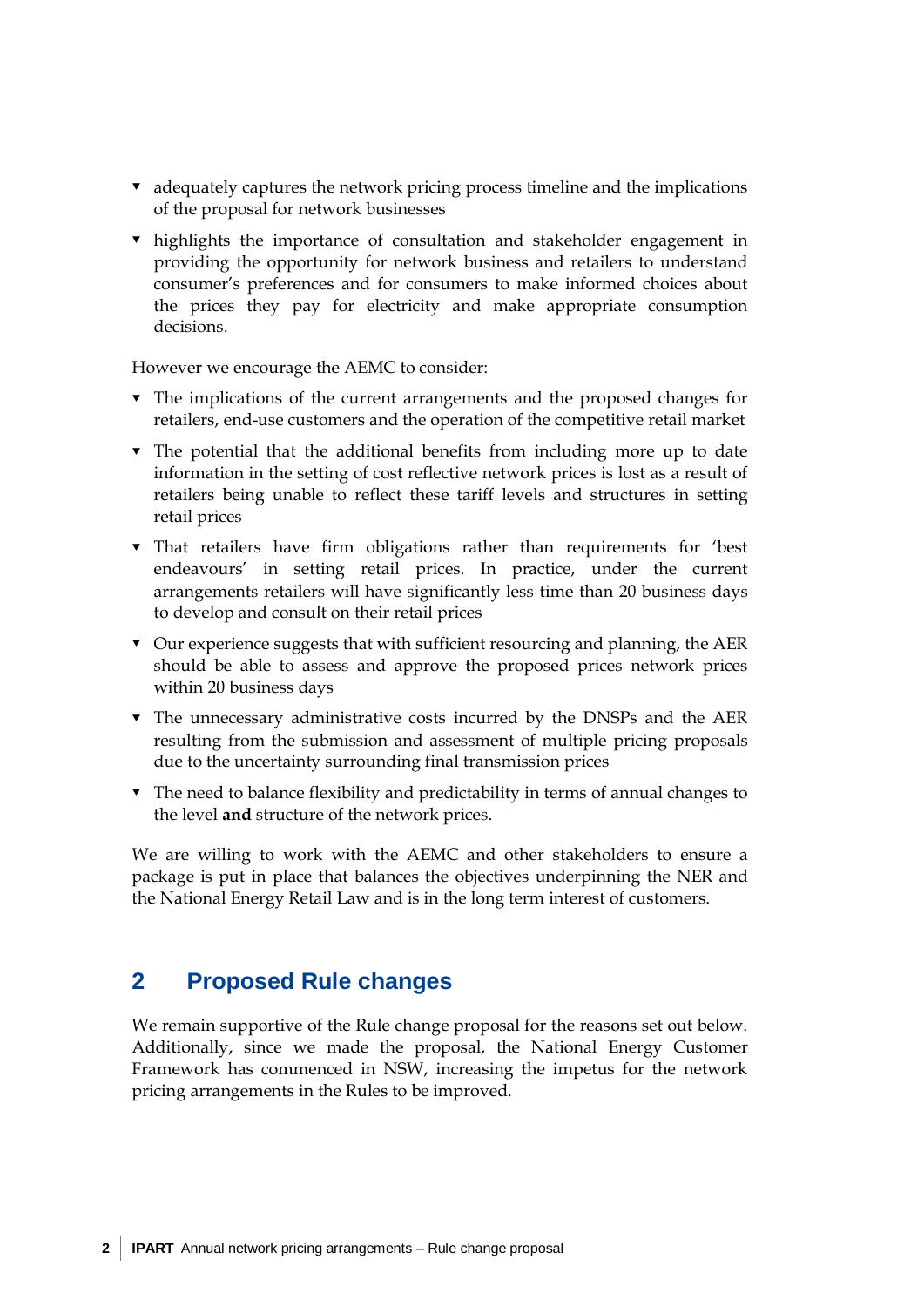- adequately captures the network pricing process timeline and the implications of the proposal for network businesses
- highlights the importance of consultation and stakeholder engagement in providing the opportunity for network business and retailers to understand consumer's preferences and for consumers to make informed choices about the prices they pay for electricity and make appropriate consumption decisions.

However we encourage the AEMC to consider:

- The implications of the current arrangements and the proposed changes for retailers, end-use customers and the operation of the competitive retail market
- The potential that the additional benefits from including more up to date information in the setting of cost reflective network prices is lost as a result of retailers being unable to reflect these tariff levels and structures in setting retail prices
- That retailers have firm obligations rather than requirements for 'best endeavours' in setting retail prices. In practice, under the current arrangements retailers will have significantly less time than 20 business days to develop and consult on their retail prices
- Our experience suggests that with sufficient resourcing and planning, the AER should be able to assess and approve the proposed prices network prices within 20 business days
- The unnecessary administrative costs incurred by the DNSPs and the AER resulting from the submission and assessment of multiple pricing proposals due to the uncertainty surrounding final transmission prices
- The need to balance flexibility and predictability in terms of annual changes to the level **and** structure of the network prices.

We are willing to work with the AEMC and other stakeholders to ensure a package is put in place that balances the objectives underpinning the NER and the National Energy Retail Law and is in the long term interest of customers.

## 2 Proposed Rule changes

We remain supportive of the Rule change proposal for the reasons set out below. Additionally, since we made the proposal, the National Energy Customer Framework has commenced in NSW, increasing the impetus for the network pricing arrangements in the Rules to be improved.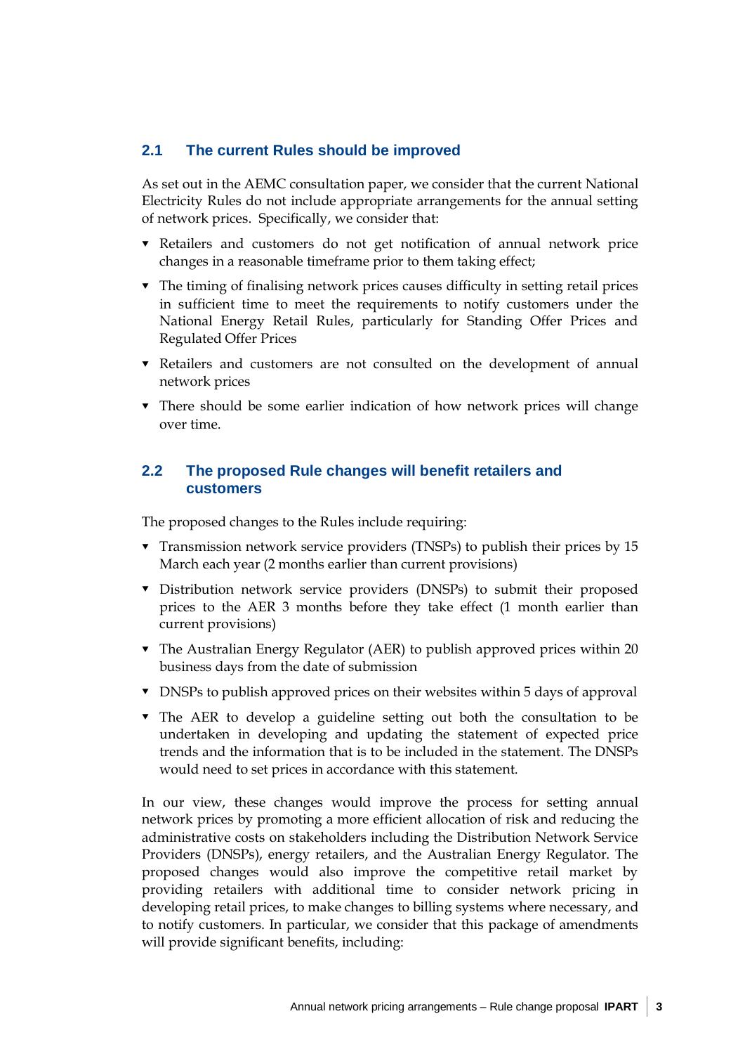## 2.1 The current Rules should be improved

As set out in the AEMC consultation paper, we consider that the current National Electricity Rules do not include appropriate arrangements for the annual setting of network prices. Specifically, we consider that:

- Retailers and customers do not get notification of annual network price changes in a reasonable timeframe prior to them taking effect;
- The timing of finalising network prices causes difficulty in setting retail prices in sufficient time to meet the requirements to notify customers under the National Energy Retail Rules, particularly for Standing Offer Prices and Regulated Offer Prices
- Retailers and customers are not consulted on the development of annual network prices
- There should be some earlier indication of how network prices will change over time.

## 2.2 The proposed Rule changes will benefit retailers and customers

The proposed changes to the Rules include requiring:

- Transmission network service providers (TNSPs) to publish their prices by 15 March each year (2 months earlier than current provisions)
- Distribution network service providers (DNSPs) to submit their proposed prices to the AER 3 months before they take effect (1 month earlier than current provisions)
- The Australian Energy Regulator (AER) to publish approved prices within 20 business days from the date of submission
- DNSPs to publish approved prices on their websites within 5 days of approval
- The AER to develop a guideline setting out both the consultation to be undertaken in developing and updating the statement of expected price trends and the information that is to be included in the statement. The DNSPs would need to set prices in accordance with this statement.

In our view, these changes would improve the process for setting annual network prices by promoting a more efficient allocation of risk and reducing the administrative costs on stakeholders including the Distribution Network Service Providers (DNSPs), energy retailers, and the Australian Energy Regulator. The proposed changes would also improve the competitive retail market by providing retailers with additional time to consider network pricing in developing retail prices, to make changes to billing systems where necessary, and to notify customers. In particular, we consider that this package of amendments will provide significant benefits, including: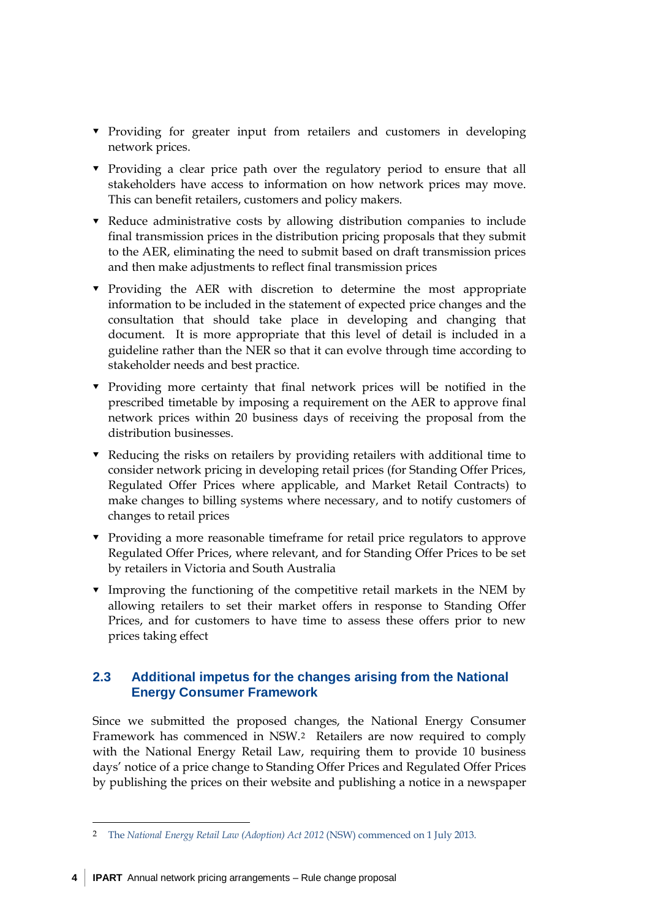- Providing for greater input from retailers and customers in developing network prices.
- Providing a clear price path over the regulatory period to ensure that all stakeholders have access to information on how network prices may move. This can benefit retailers, customers and policy makers.
- Reduce administrative costs by allowing distribution companies to include final transmission prices in the distribution pricing proposals that they submit to the AER, eliminating the need to submit based on draft transmission prices and then make adjustments to reflect final transmission prices
- Providing the AER with discretion to determine the most appropriate information to be included in the statement of expected price changes and the consultation that should take place in developing and changing that document. It is more appropriate that this level of detail is included in a guideline rather than the NER so that it can evolve through time according to stakeholder needs and best practice.
- Providing more certainty that final network prices will be notified in the prescribed timetable by imposing a requirement on the AER to approve final network prices within 20 business days of receiving the proposal from the distribution businesses.
- Reducing the risks on retailers by providing retailers with additional time to consider network pricing in developing retail prices (for Standing Offer Prices, Regulated Offer Prices where applicable, and Market Retail Contracts) to make changes to billing systems where necessary, and to notify customers of changes to retail prices
- Providing a more reasonable timeframe for retail price regulators to approve Regulated Offer Prices, where relevant, and for Standing Offer Prices to be set by retailers in Victoria and South Australia
- Improving the functioning of the competitive retail markets in the NEM by allowing retailers to set their market offers in response to Standing Offer Prices, and for customers to have time to assess these offers prior to new prices taking effect

## 2.3 Additional impetus for the changes arising from the National Energy Consumer Framework

Since we submitted the proposed changes, the National Energy Consumer Framework has commenced in NSW.[2] Retailers are now required to comply with the National Energy Retail Law, requiring them to provide 10 business days' notice of a price change to Standing Offer Prices and Regulated Offer Prices by publishing the prices on their website and publishing a notice in a newspaper

---

2 The *National Energy Retail Law (Adoption) Act 2012* (NSW) commenced on 1 July 2013.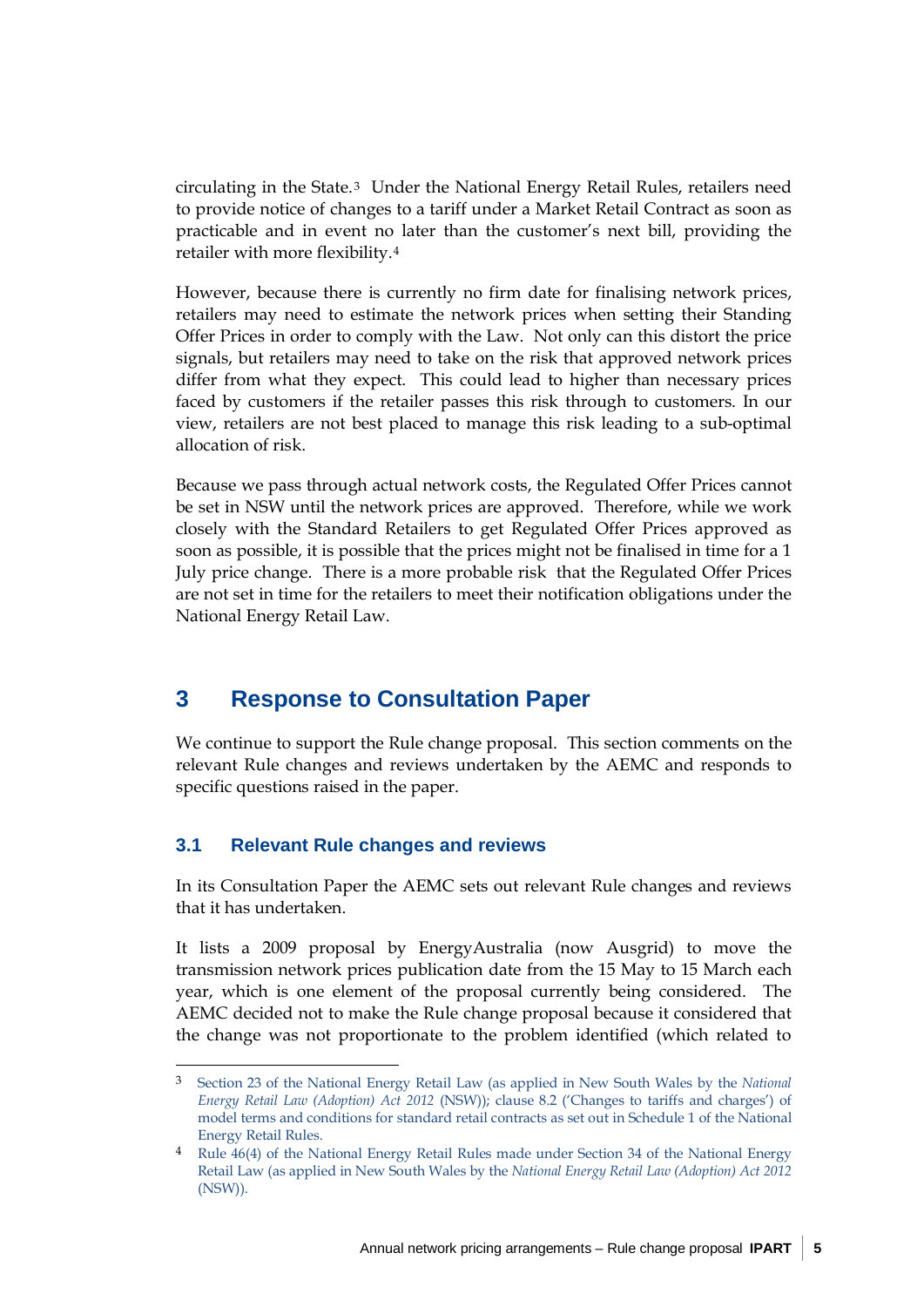circulating in the State.[3] Under the National Energy Retail Rules, retailers need to provide notice of changes to a tariff under a Market Retail Contract as soon as practicable and in event no later than the customer's next bill, providing the retailer with more flexibility.[4]

However, because there is currently no firm date for finalising network prices, retailers may need to estimate the network prices when setting their Standing Offer Prices in order to comply with the Law. Not only can this distort the price signals, but retailers may need to take on the risk that approved network prices differ from what they expect. This could lead to higher than necessary prices faced by customers if the retailer passes this risk through to customers. In our view, retailers are not best placed to manage this risk leading to a sub-optimal allocation of risk.

Because we pass through actual network costs, the Regulated Offer Prices cannot be set in NSW until the network prices are approved. Therefore, while we work closely with the Standard Retailers to get Regulated Offer Prices approved as soon as possible, it is possible that the prices might not be finalised in time for a 1 July price change. There is a more probable risk that the Regulated Offer Prices are not set in time for the retailers to meet their notification obligations under the National Energy Retail Law.

## 3 Response to Consultation Paper

We continue to support the Rule change proposal. This section comments on the relevant Rule changes and reviews undertaken by the AEMC and responds to specific questions raised in the paper.

### 3.1 Relevant Rule changes and reviews

In its Consultation Paper the AEMC sets out relevant Rule changes and reviews that it has undertaken.

It lists a 2009 proposal by EnergyAustralia (now Ausgrid) to move the transmission network prices publication date from the 15 May to 15 March each year, which is one element of the proposal currently being considered. The AEMC decided not to make the Rule change proposal because it considered that the change was not proportionate to the problem identified (which related to

---

[3] Section 23 of the National Energy Retail Law (as applied in New South Wales by the *National Energy Retail Law (Adoption) Act 2012* (NSW)); clause 8.2 ('Changes to tariffs and charges') of model terms and conditions for standard retail contracts as set out in Schedule 1 of the National Energy Retail Rules.

[4] Rule 46(4) of the National Energy Retail Rules made under Section 34 of the National Energy Retail Law (as applied in New South Wales by the *National Energy Retail Law (Adoption) Act 2012* (NSW)).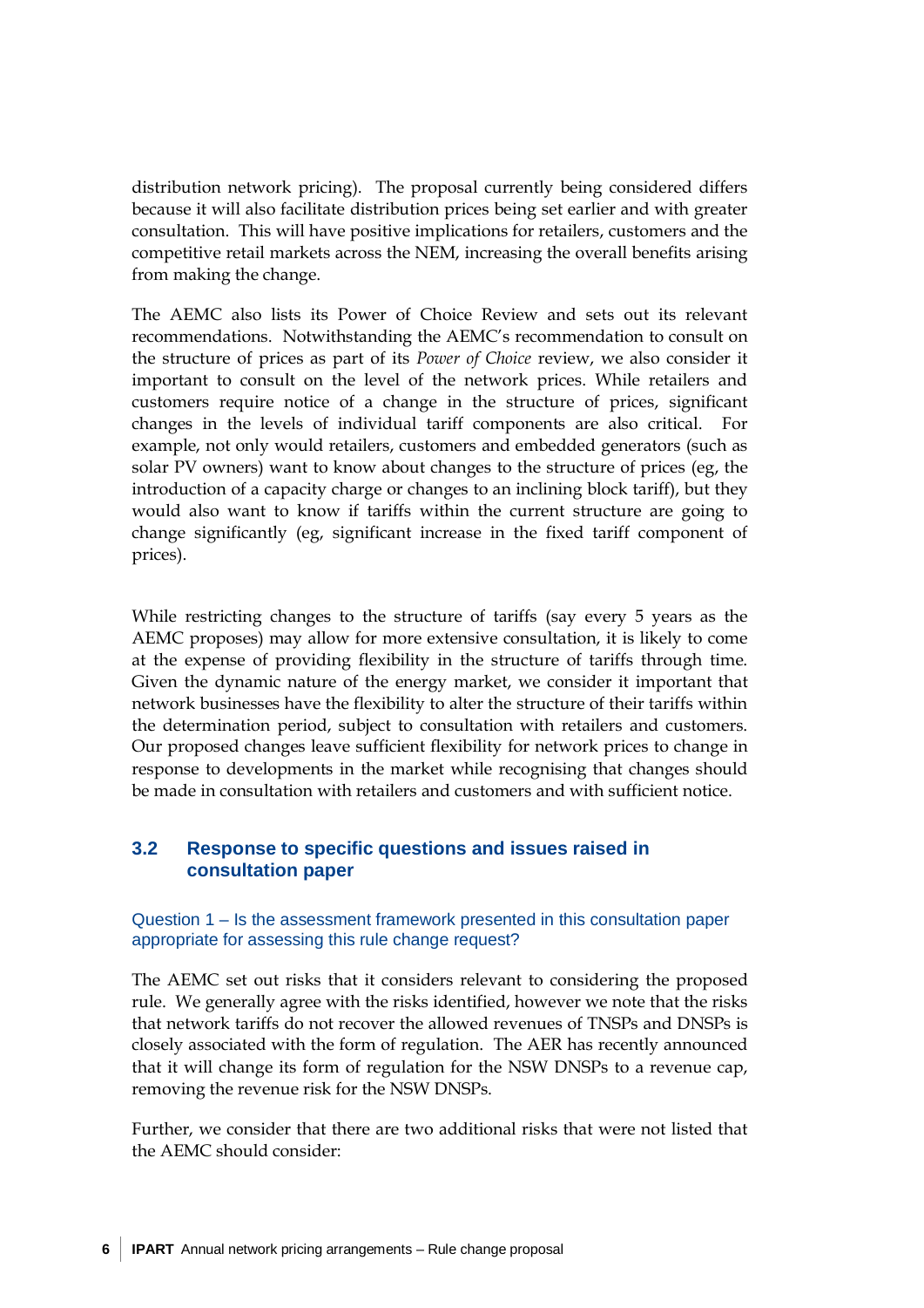distribution network pricing). The proposal currently being considered differs because it will also facilitate distribution prices being set earlier and with greater consultation. This will have positive implications for retailers, customers and the competitive retail markets across the NEM, increasing the overall benefits arising from making the change.

The AEMC also lists its Power of Choice Review and sets out its relevant recommendations. Notwithstanding the AEMC's recommendation to consult on the structure of prices as part of its *Power of Choice* review, we also consider it important to consult on the level of the network prices. While retailers and customers require notice of a change in the structure of prices, significant changes in the levels of individual tariff components are also critical. For example, not only would retailers, customers and embedded generators (such as solar PV owners) want to know about changes to the structure of prices (eg, the introduction of a capacity charge or changes to an inclining block tariff), but they would also want to know if tariffs within the current structure are going to change significantly (eg, significant increase in the fixed tariff component of prices).

While restricting changes to the structure of tariffs (say every 5 years as the AEMC proposes) may allow for more extensive consultation, it is likely to come at the expense of providing flexibility in the structure of tariffs through time. Given the dynamic nature of the energy market, we consider it important that network businesses have the flexibility to alter the structure of their tariffs within the determination period, subject to consultation with retailers and customers. Our proposed changes leave sufficient flexibility for network prices to change in response to developments in the market while recognising that changes should be made in consultation with retailers and customers and with sufficient notice.

## 3.2 Response to specific questions and issues raised in consultation paper

### Question 1 – Is the assessment framework presented in this consultation paper appropriate for assessing this rule change request?

The AEMC set out risks that it considers relevant to considering the proposed rule. We generally agree with the risks identified, however we note that the risks that network tariffs do not recover the allowed revenues of TNSPs and DNSPs is closely associated with the form of regulation. The AER has recently announced that it will change its form of regulation for the NSW DNSPs to a revenue cap, removing the revenue risk for the NSW DNSPs.

Further, we consider that there are two additional risks that were not listed that the AEMC should consider: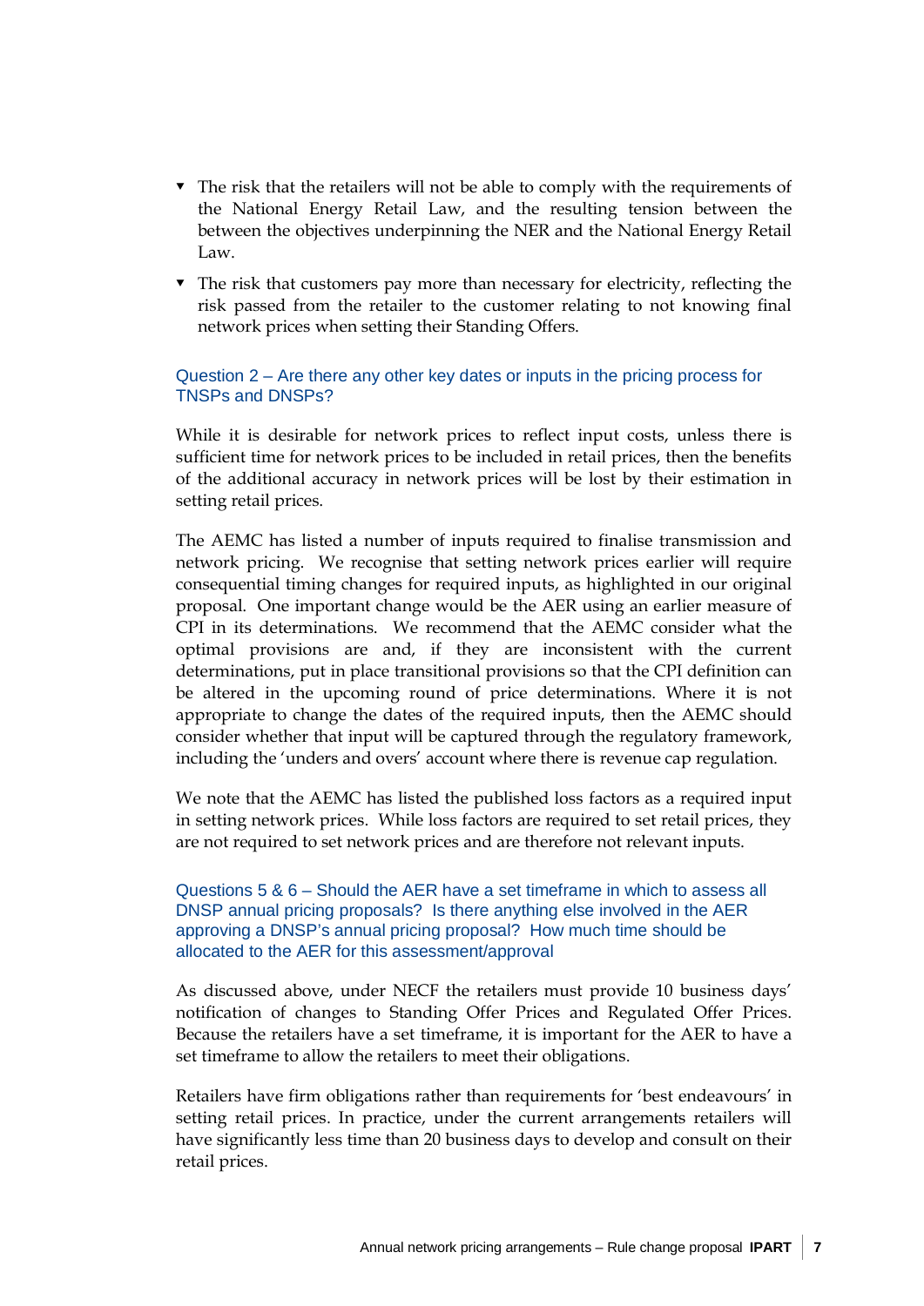- The risk that the retailers will not be able to comply with the requirements of the National Energy Retail Law, and the resulting tension between the between the objectives underpinning the NER and the National Energy Retail Law.
- The risk that customers pay more than necessary for electricity, reflecting the risk passed from the retailer to the customer relating to not knowing final network prices when setting their Standing Offers.

### Question 2 – Are there any other key dates or inputs in the pricing process for TNSPs and DNSPs?

While it is desirable for network prices to reflect input costs, unless there is sufficient time for network prices to be included in retail prices, then the benefits of the additional accuracy in network prices will be lost by their estimation in setting retail prices.

The AEMC has listed a number of inputs required to finalise transmission and network pricing. We recognise that setting network prices earlier will require consequential timing changes for required inputs, as highlighted in our original proposal. One important change would be the AER using an earlier measure of CPI in its determinations. We recommend that the AEMC consider what the optimal provisions are and, if they are inconsistent with the current determinations, put in place transitional provisions so that the CPI definition can be altered in the upcoming round of price determinations. Where it is not appropriate to change the dates of the required inputs, then the AEMC should consider whether that input will be captured through the regulatory framework, including the 'unders and overs' account where there is revenue cap regulation.

We note that the AEMC has listed the published loss factors as a required input in setting network prices. While loss factors are required to set retail prices, they are not required to set network prices and are therefore not relevant inputs.

### Questions 5 & 6 – Should the AER have a set timeframe in which to assess all DNSP annual pricing proposals? Is there anything else involved in the AER approving a DNSP's annual pricing proposal? How much time should be allocated to the AER for this assessment/approval

As discussed above, under NECF the retailers must provide 10 business days' notification of changes to Standing Offer Prices and Regulated Offer Prices. Because the retailers have a set timeframe, it is important for the AER to have a set timeframe to allow the retailers to meet their obligations.

Retailers have firm obligations rather than requirements for 'best endeavours' in setting retail prices. In practice, under the current arrangements retailers will have significantly less time than 20 business days to develop and consult on their retail prices.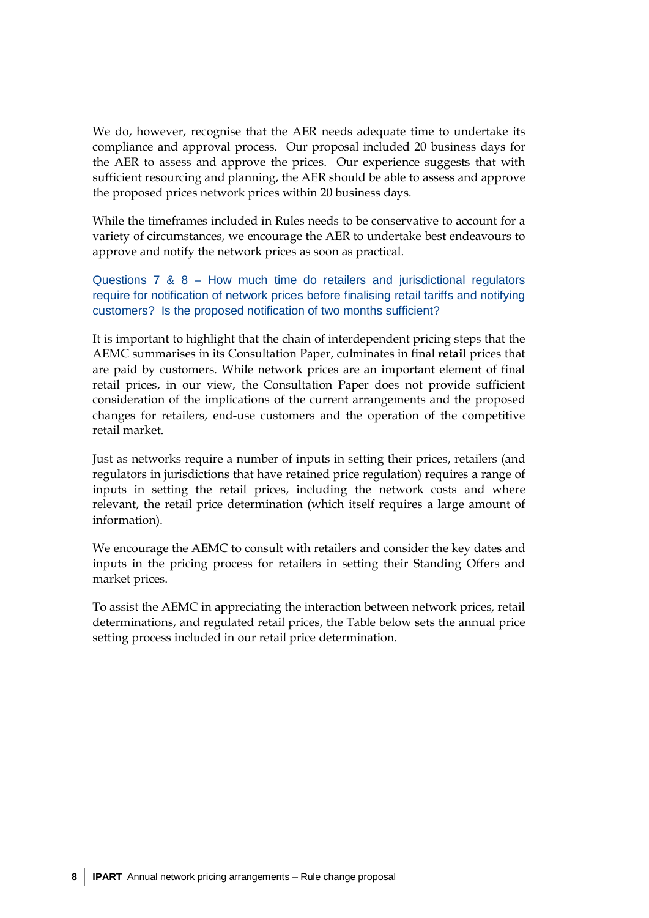We do, however, recognise that the AER needs adequate time to undertake its compliance and approval process. Our proposal included 20 business days for the AER to assess and approve the prices. Our experience suggests that with sufficient resourcing and planning, the AER should be able to assess and approve the proposed prices network prices within 20 business days.

While the timeframes included in Rules needs to be conservative to account for a variety of circumstances, we encourage the AER to undertake best endeavours to approve and notify the network prices as soon as practical.

### Questions 7 & 8 – How much time do retailers and jurisdictional regulators require for notification of network prices before finalising retail tariffs and notifying customers? Is the proposed notification of two months sufficient?

It is important to highlight that the chain of interdependent pricing steps that the AEMC summarises in its Consultation Paper, culminates in final **retail** prices that are paid by customers. While network prices are an important element of final retail prices, in our view, the Consultation Paper does not provide sufficient consideration of the implications of the current arrangements and the proposed changes for retailers, end-use customers and the operation of the competitive retail market.

Just as networks require a number of inputs in setting their prices, retailers (and regulators in jurisdictions that have retained price regulation) requires a range of inputs in setting the retail prices, including the network costs and where relevant, the retail price determination (which itself requires a large amount of information).

We encourage the AEMC to consult with retailers and consider the key dates and inputs in the pricing process for retailers in setting their Standing Offers and market prices.

To assist the AEMC in appreciating the interaction between network prices, retail determinations, and regulated retail prices, the Table below sets the annual price setting process included in our retail price determination.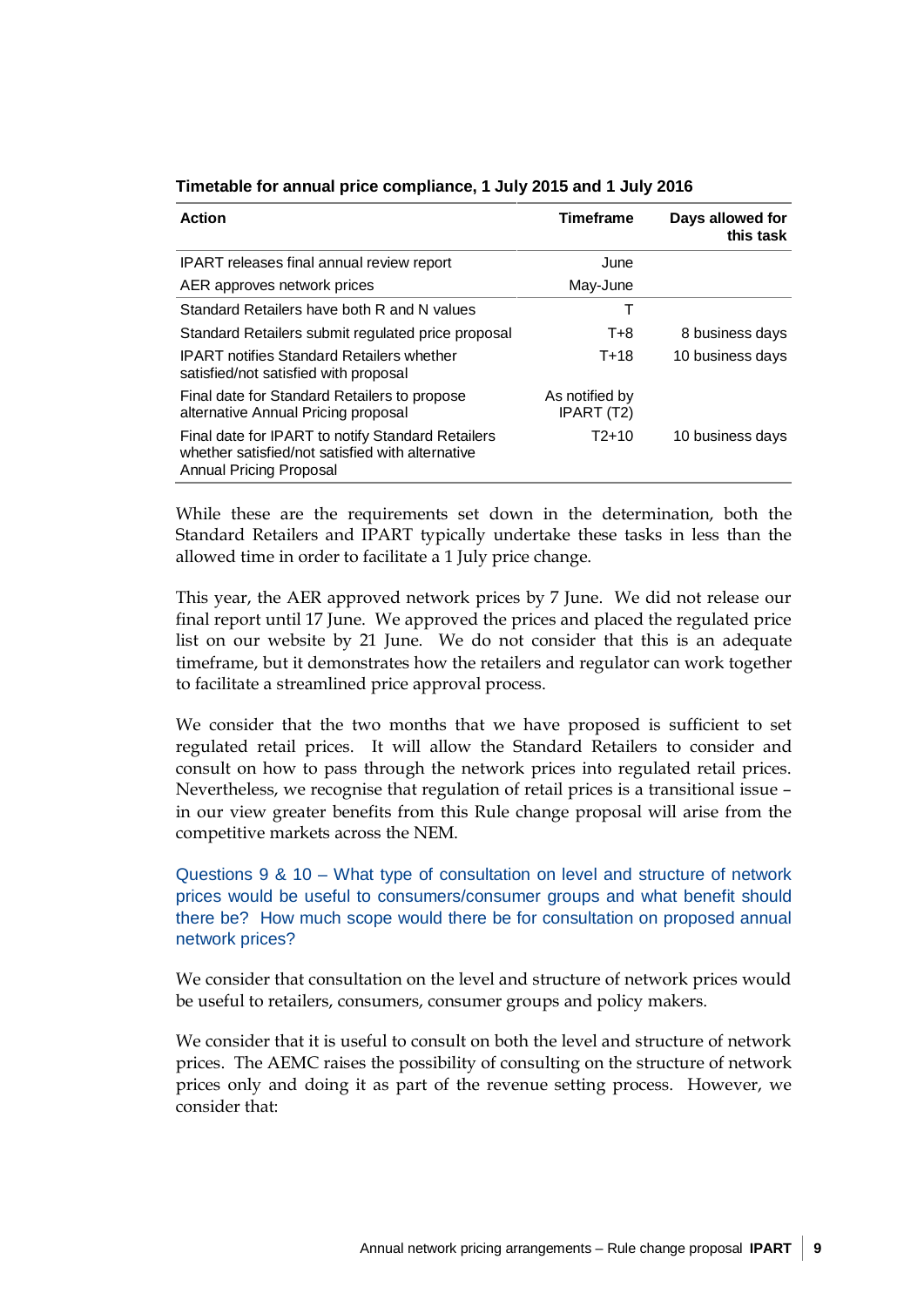**Timetable for annual price compliance, 1 July 2015 and 1 July 2016**

| Action | Timeframe | Days allowed for this task |
|---|---|---|
| IPART releases final annual review report | June | |
| AER approves network prices | May-June | |
| Standard Retailers have both R and N values | T | |
| Standard Retailers submit regulated price proposal | T+8 | 8 business days |
| IPART notifies Standard Retailers whether satisfied/not satisfied with proposal | T+18 | 10 business days |
| Final date for Standard Retailers to propose alternative Annual Pricing proposal | As notified by IPART (T2) | |
| Final date for IPART to notify Standard Retailers whether satisfied/not satisfied with alternative Annual Pricing Proposal | T2+10 | 10 business days |

While these are the requirements set down in the determination, both the Standard Retailers and IPART typically undertake these tasks in less than the allowed time in order to facilitate a 1 July price change.

This year, the AER approved network prices by 7 June. We did not release our final report until 17 June. We approved the prices and placed the regulated price list on our website by 21 June. We do not consider that this is an adequate timeframe, but it demonstrates how the retailers and regulator can work together to facilitate a streamlined price approval process.

We consider that the two months that we have proposed is sufficient to set regulated retail prices. It will allow the Standard Retailers to consider and consult on how to pass through the network prices into regulated retail prices. Nevertheless, we recognise that regulation of retail prices is a transitional issue – in our view greater benefits from this Rule change proposal will arise from the competitive markets across the NEM.

Questions 9 & 10 – What type of consultation on level and structure of network prices would be useful to consumers/consumer groups and what benefit should there be? How much scope would there be for consultation on proposed annual network prices?

We consider that consultation on the level and structure of network prices would be useful to retailers, consumers, consumer groups and policy makers.

We consider that it is useful to consult on both the level and structure of network prices. The AEMC raises the possibility of consulting on the structure of network prices only and doing it as part of the revenue setting process. However, we consider that: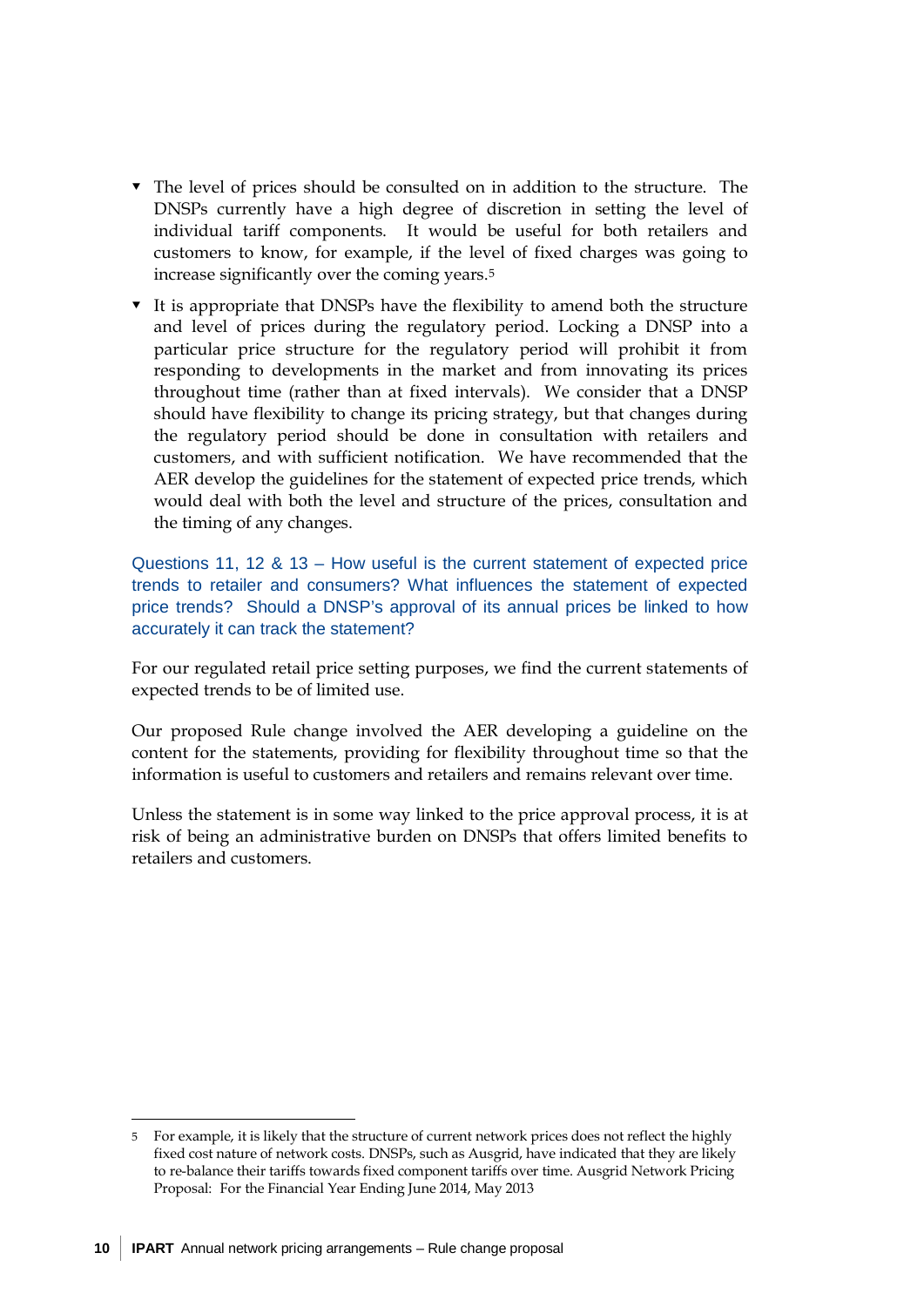- The level of prices should be consulted on in addition to the structure. The DNSPs currently have a high degree of discretion in setting the level of individual tariff components. It would be useful for both retailers and customers to know, for example, if the level of fixed charges was going to increase significantly over the coming years.[5]
- It is appropriate that DNSPs have the flexibility to amend both the structure and level of prices during the regulatory period. Locking a DNSP into a particular price structure for the regulatory period will prohibit it from responding to developments in the market and from innovating its prices throughout time (rather than at fixed intervals). We consider that a DNSP should have flexibility to change its pricing strategy, but that changes during the regulatory period should be done in consultation with retailers and customers, and with sufficient notification. We have recommended that the AER develop the guidelines for the statement of expected price trends, which would deal with both the level and structure of the prices, consultation and the timing of any changes.

### Questions 11, 12 & 13 – How useful is the current statement of expected price trends to retailer and consumers? What influences the statement of expected price trends? Should a DNSP's approval of its annual prices be linked to how accurately it can track the statement?

For our regulated retail price setting purposes, we find the current statements of expected trends to be of limited use.

Our proposed Rule change involved the AER developing a guideline on the content for the statements, providing for flexibility throughout time so that the information is useful to customers and retailers and remains relevant over time.

Unless the statement is in some way linked to the price approval process, it is at risk of being an administrative burden on DNSPs that offers limited benefits to retailers and customers.

---

[5] For example, it is likely that the structure of current network prices does not reflect the highly fixed cost nature of network costs. DNSPs, such as Ausgrid, have indicated that they are likely to re-balance their tariffs towards fixed component tariffs over time. Ausgrid Network Pricing Proposal: For the Financial Year Ending June 2014, May 2013